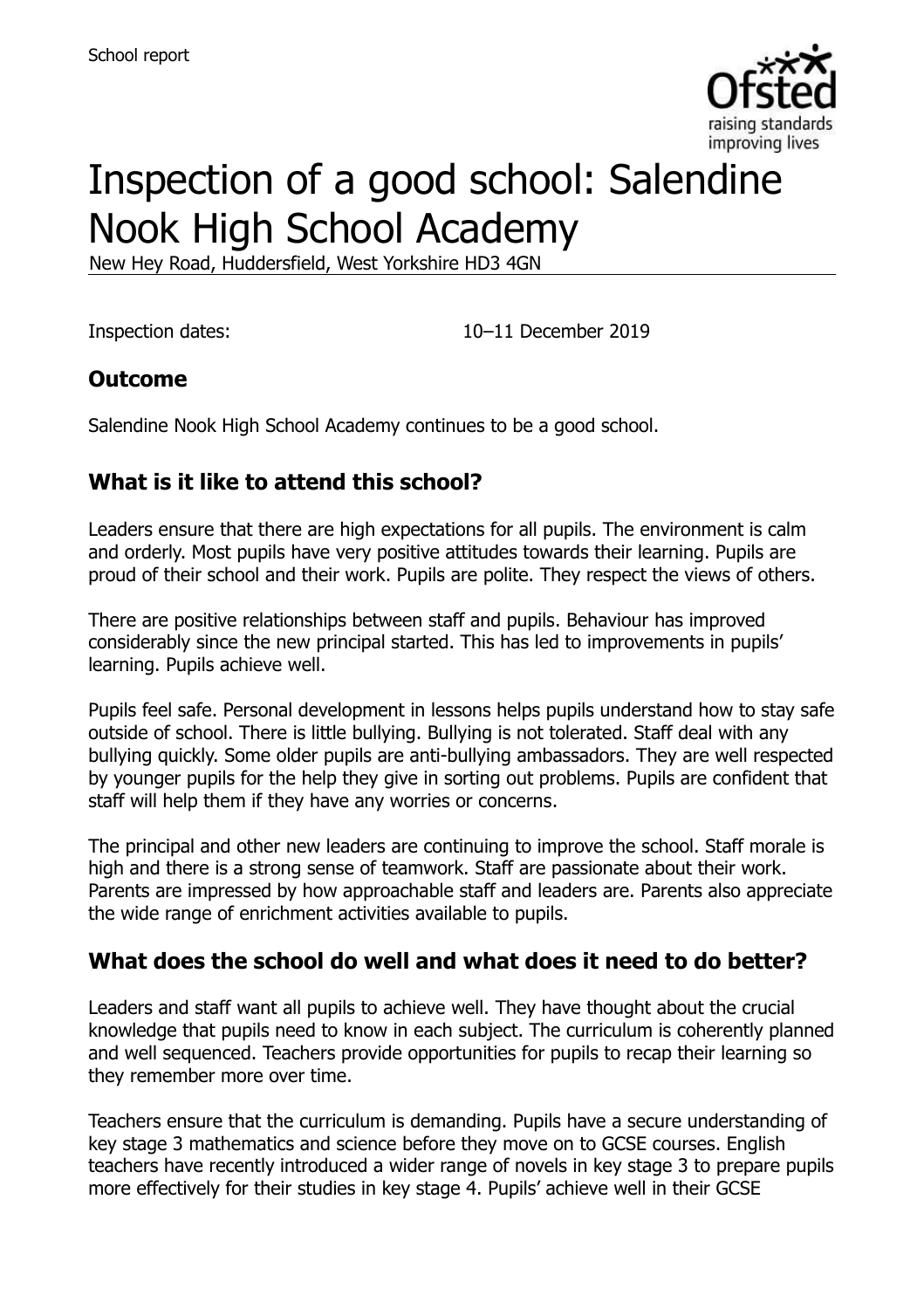School report

# Inspection of a good school: Salendine Nook High School Academy

New Hey Road, Huddersfield, West Yorkshire HD3 4GN

Inspection dates: 10–11 December 2019

## Outcome

Salendine Nook High School Academy continues to be a good school.

## What is it like to attend this school?

Leaders ensure that there are high expectations for all pupils. The environment is calm and orderly. Most pupils have very positive attitudes towards their learning. Pupils are proud of their school and their work. Pupils are polite. They respect the views of others.

There are positive relationships between staff and pupils. Behaviour has improved considerably since the new principal started. This has led to improvements in pupils' learning. Pupils achieve well.

Pupils feel safe. Personal development in lessons helps pupils understand how to stay safe outside of school. There is little bullying. Bullying is not tolerated. Staff deal with any bullying quickly. Some older pupils are anti-bullying ambassadors. They are well respected by younger pupils for the help they give in sorting out problems. Pupils are confident that staff will help them if they have any worries or concerns.

The principal and other new leaders are continuing to improve the school. Staff morale is high and there is a strong sense of teamwork. Staff are passionate about their work. Parents are impressed by how approachable staff and leaders are. Parents also appreciate the wide range of enrichment activities available to pupils.

## What does the school do well and what does it need to do better?

Leaders and staff want all pupils to achieve well. They have thought about the crucial knowledge that pupils need to know in each subject. The curriculum is coherently planned and well sequenced. Teachers provide opportunities for pupils to recap their learning so they remember more over time.

Teachers ensure that the curriculum is demanding. Pupils have a secure understanding of key stage 3 mathematics and science before they move on to GCSE courses. English teachers have recently introduced a wider range of novels in key stage 3 to prepare pupils more effectively for their studies in key stage 4. Pupils' achieve well in their GCSE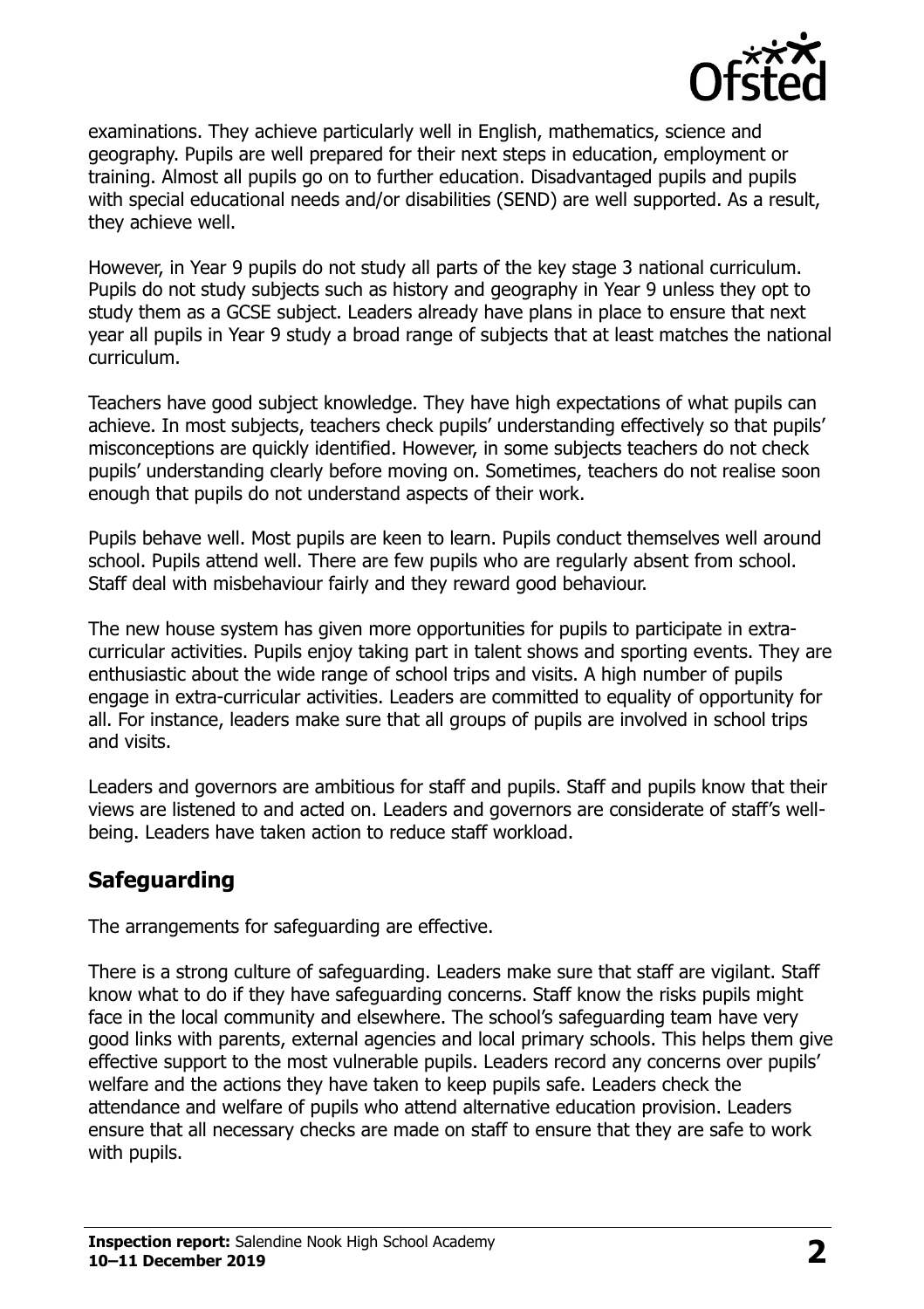examinations. They achieve particularly well in English, mathematics, science and geography. Pupils are well prepared for their next steps in education, employment or training. Almost all pupils go on to further education. Disadvantaged pupils and pupils with special educational needs and/or disabilities (SEND) are well supported. As a result, they achieve well.

However, in Year 9 pupils do not study all parts of the key stage 3 national curriculum. Pupils do not study subjects such as history and geography in Year 9 unless they opt to study them as a GCSE subject. Leaders already have plans in place to ensure that next year all pupils in Year 9 study a broad range of subjects that at least matches the national curriculum.

Teachers have good subject knowledge. They have high expectations of what pupils can achieve. In most subjects, teachers check pupils' understanding effectively so that pupils' misconceptions are quickly identified. However, in some subjects teachers do not check pupils' understanding clearly before moving on. Sometimes, teachers do not realise soon enough that pupils do not understand aspects of their work.

Pupils behave well. Most pupils are keen to learn. Pupils conduct themselves well around school. Pupils attend well. There are few pupils who are regularly absent from school. Staff deal with misbehaviour fairly and they reward good behaviour.

The new house system has given more opportunities for pupils to participate in extra-curricular activities. Pupils enjoy taking part in talent shows and sporting events. They are enthusiastic about the wide range of school trips and visits. A high number of pupils engage in extra-curricular activities. Leaders are committed to equality of opportunity for all. For instance, leaders make sure that all groups of pupils are involved in school trips and visits.

Leaders and governors are ambitious for staff and pupils. Staff and pupils know that their views are listened to and acted on. Leaders and governors are considerate of staff's well-being. Leaders have taken action to reduce staff workload.

## Safeguarding

The arrangements for safeguarding are effective.

There is a strong culture of safeguarding. Leaders make sure that staff are vigilant. Staff know what to do if they have safeguarding concerns. Staff know the risks pupils might face in the local community and elsewhere. The school's safeguarding team have very good links with parents, external agencies and local primary schools. This helps them give effective support to the most vulnerable pupils. Leaders record any concerns over pupils' welfare and the actions they have taken to keep pupils safe. Leaders check the attendance and welfare of pupils who attend alternative education provision. Leaders ensure that all necessary checks are made on staff to ensure that they are safe to work with pupils.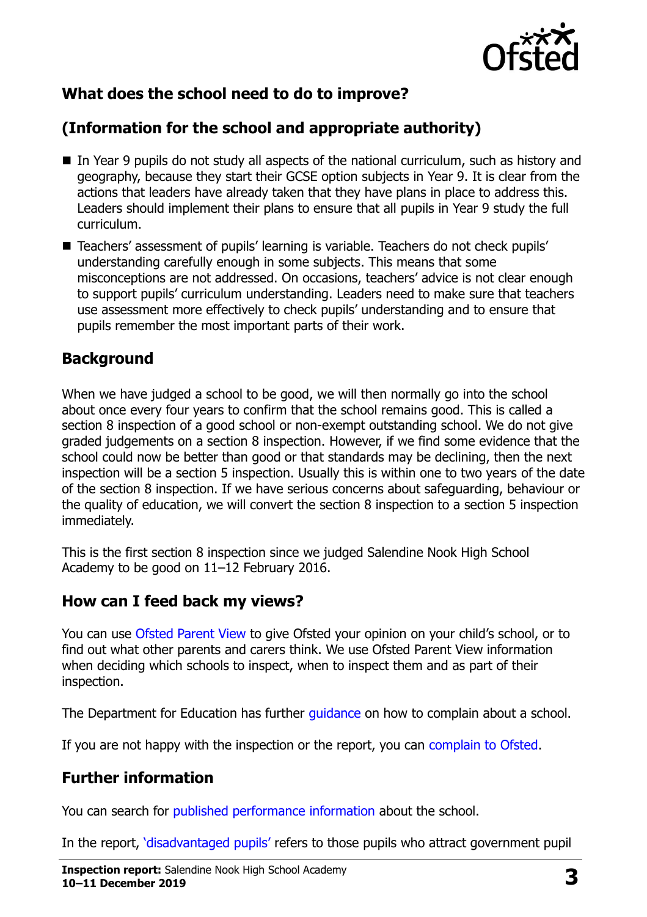## What does the school need to do to improve?

## (Information for the school and appropriate authority)

- In Year 9 pupils do not study all aspects of the national curriculum, such as history and geography, because they start their GCSE option subjects in Year 9. It is clear from the actions that leaders have already taken that they have plans in place to address this. Leaders should implement their plans to ensure that all pupils in Year 9 study the full curriculum.
- Teachers' assessment of pupils' learning is variable. Teachers do not check pupils' understanding carefully enough in some subjects. This means that some misconceptions are not addressed. On occasions, teachers' advice is not clear enough to support pupils' curriculum understanding. Leaders need to make sure that teachers use assessment more effectively to check pupils' understanding and to ensure that pupils remember the most important parts of their work.

## Background

When we have judged a school to be good, we will then normally go into the school about once every four years to confirm that the school remains good. This is called a section 8 inspection of a good school or non-exempt outstanding school. We do not give graded judgements on a section 8 inspection. However, if we find some evidence that the school could now be better than good or that standards may be declining, then the next inspection will be a section 5 inspection. Usually this is within one to two years of the date of the section 8 inspection. If we have serious concerns about safeguarding, behaviour or the quality of education, we will convert the section 8 inspection to a section 5 inspection immediately.

This is the first section 8 inspection since we judged Salendine Nook High School Academy to be good on 11–12 February 2016.

## How can I feed back my views?

You can use Ofsted Parent View to give Ofsted your opinion on your child's school, or to find out what other parents and carers think. We use Ofsted Parent View information when deciding which schools to inspect, when to inspect them and as part of their inspection.

The Department for Education has further guidance on how to complain about a school.

If you are not happy with the inspection or the report, you can complain to Ofsted.

## Further information

You can search for published performance information about the school.

In the report, 'disadvantaged pupils' refers to those pupils who attract government pupil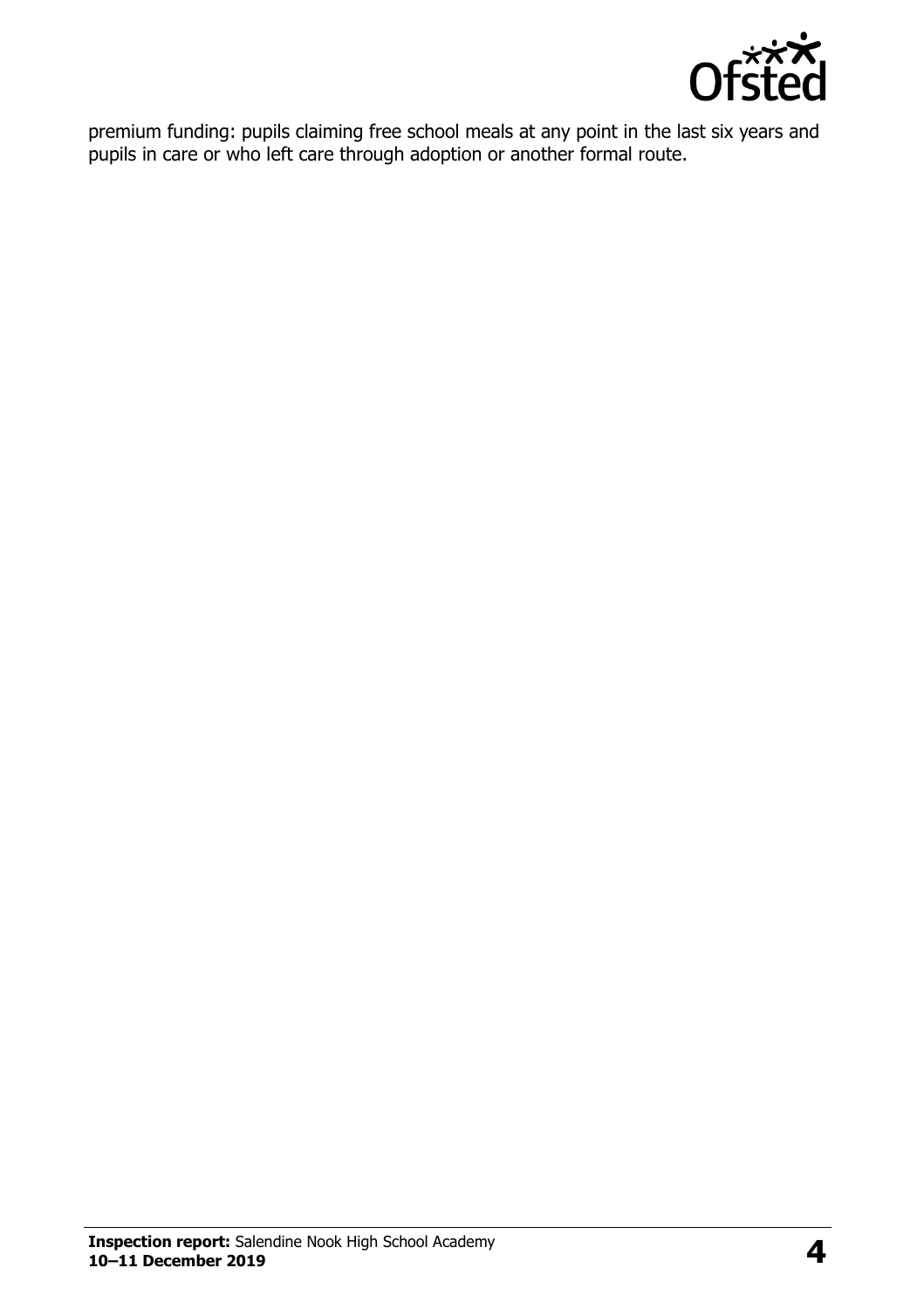premium funding: pupils claiming free school meals at any point in the last six years and pupils in care or who left care through adoption or another formal route.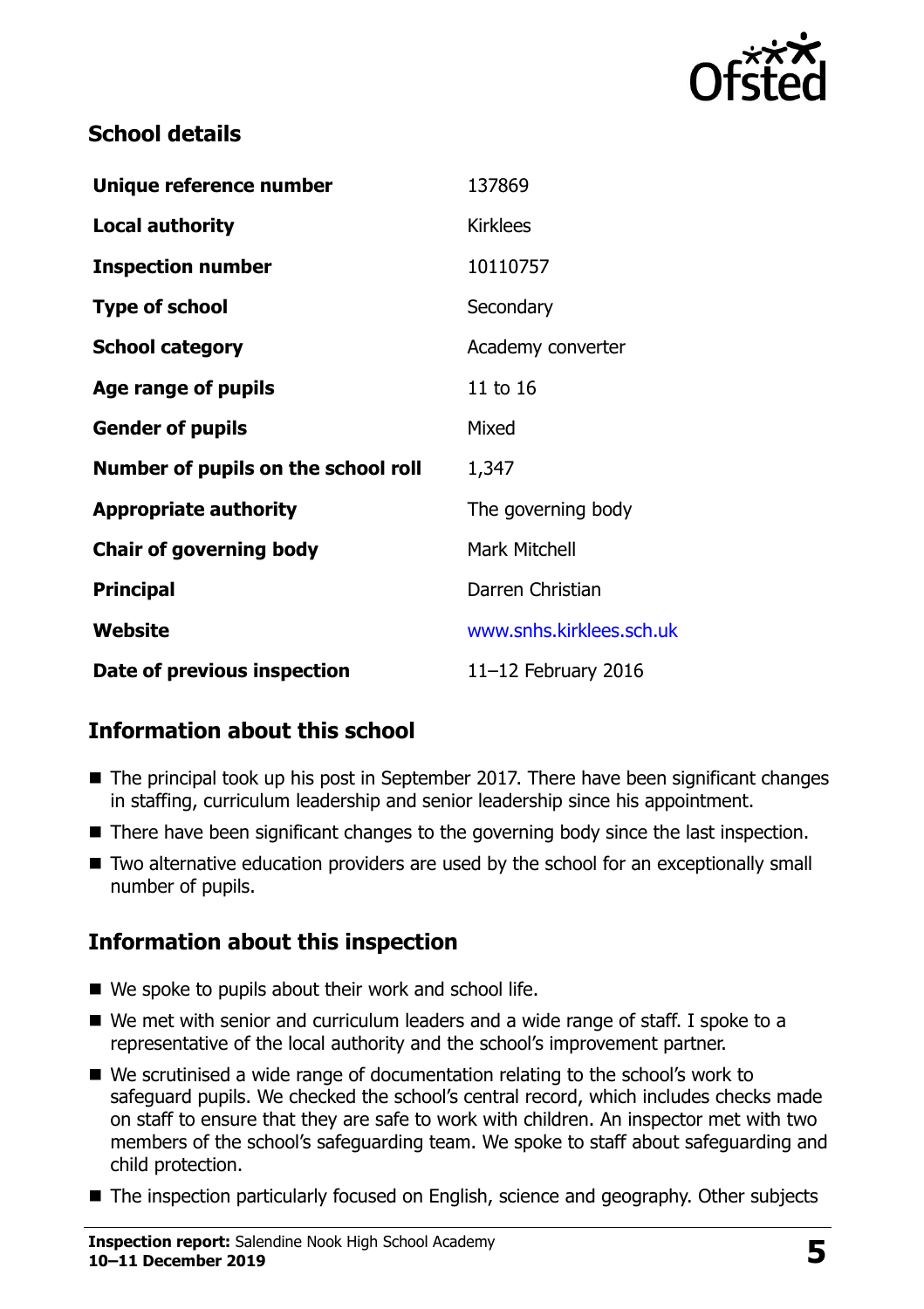## School details

| | |
|---|---|
| **Unique reference number** | 137869 |
| **Local authority** | Kirklees |
| **Inspection number** | 10110757 |
| **Type of school** | Secondary |
| **School category** | Academy converter |
| **Age range of pupils** | 11 to 16 |
| **Gender of pupils** | Mixed |
| **Number of pupils on the school roll** | 1,347 |
| **Appropriate authority** | The governing body |
| **Chair of governing body** | Mark Mitchell |
| **Principal** | Darren Christian |
| **Website** | www.snhs.kirklees.sch.uk |
| **Date of previous inspection** | 11–12 February 2016 |

## Information about this school

- The principal took up his post in September 2017. There have been significant changes in staffing, curriculum leadership and senior leadership since his appointment.
- There have been significant changes to the governing body since the last inspection.
- Two alternative education providers are used by the school for an exceptionally small number of pupils.

## Information about this inspection

- We spoke to pupils about their work and school life.
- We met with senior and curriculum leaders and a wide range of staff. I spoke to a representative of the local authority and the school's improvement partner.
- We scrutinised a wide range of documentation relating to the school's work to safeguard pupils. We checked the school's central record, which includes checks made on staff to ensure that they are safe to work with children. An inspector met with two members of the school's safeguarding team. We spoke to staff about safeguarding and child protection.
- The inspection particularly focused on English, science and geography. Other subjects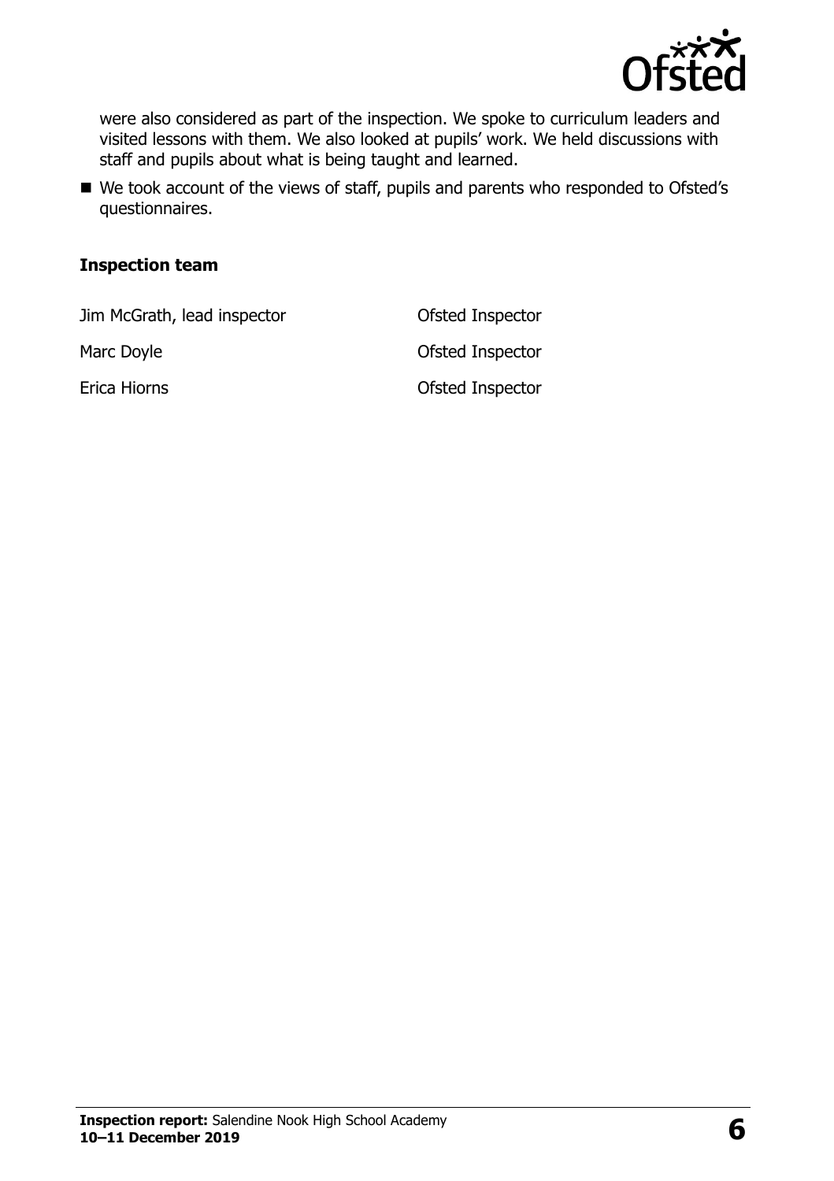were also considered as part of the inspection. We spoke to curriculum leaders and visited lessons with them. We also looked at pupils' work. We held discussions with staff and pupils about what is being taught and learned.

- We took account of the views of staff, pupils and parents who responded to Ofsted's questionnaires.

### Inspection team

| | |
|---|---|
| Jim McGrath, lead inspector | Ofsted Inspector |
| Marc Doyle | Ofsted Inspector |
| Erica Hiorns | Ofsted Inspector |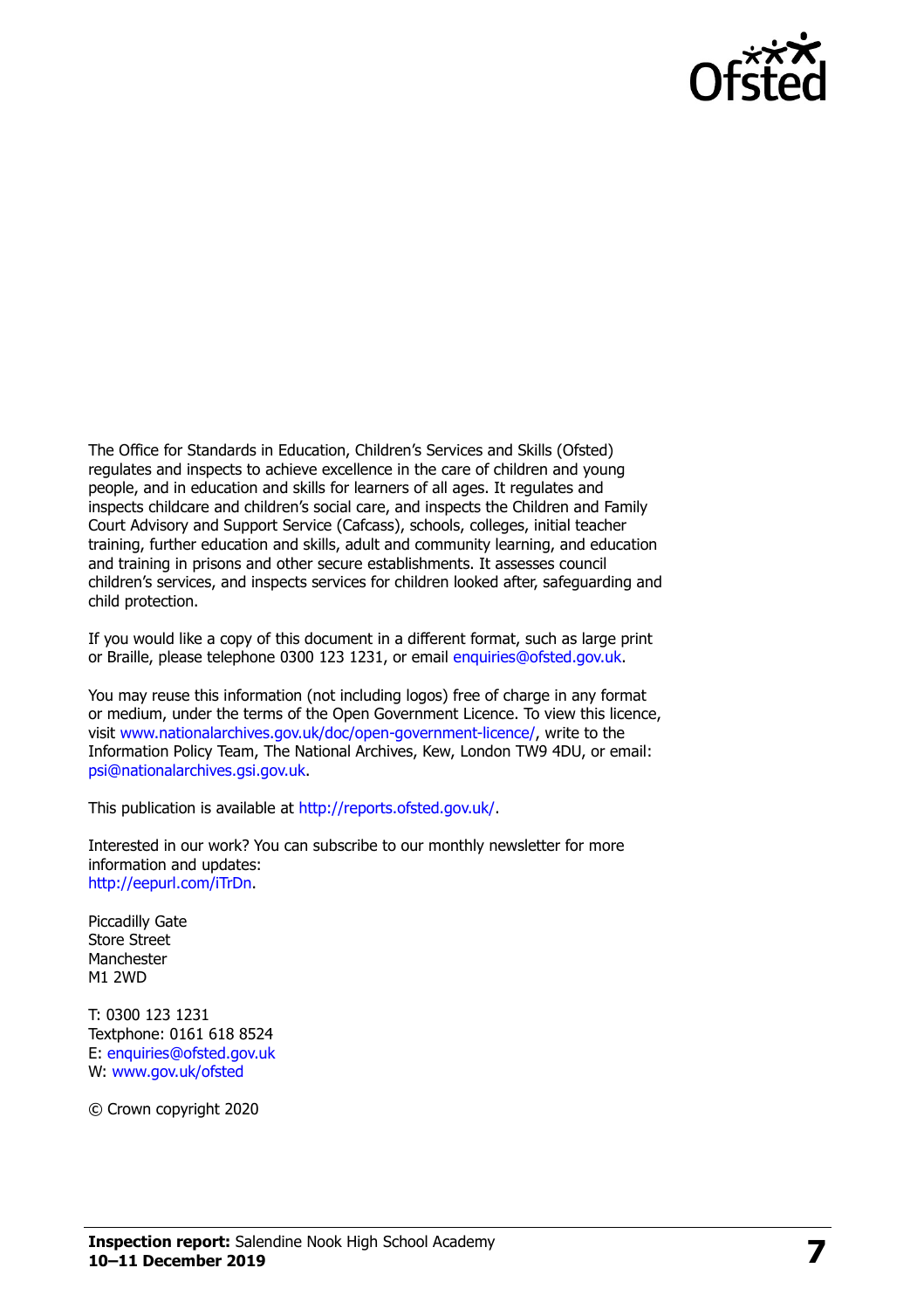The Office for Standards in Education, Children's Services and Skills (Ofsted) regulates and inspects to achieve excellence in the care of children and young people, and in education and skills for learners of all ages. It regulates and inspects childcare and children's social care, and inspects the Children and Family Court Advisory and Support Service (Cafcass), schools, colleges, initial teacher training, further education and skills, adult and community learning, and education and training in prisons and other secure establishments. It assesses council children's services, and inspects services for children looked after, safeguarding and child protection.

If you would like a copy of this document in a different format, such as large print or Braille, please telephone 0300 123 1231, or email enquiries@ofsted.gov.uk.

You may reuse this information (not including logos) free of charge in any format or medium, under the terms of the Open Government Licence. To view this licence, visit www.nationalarchives.gov.uk/doc/open-government-licence/, write to the Information Policy Team, The National Archives, Kew, London TW9 4DU, or email: psi@nationalarchives.gsi.gov.uk.

This publication is available at http://reports.ofsted.gov.uk/.

Interested in our work? You can subscribe to our monthly newsletter for more information and updates:
http://eepurl.com/iTrDn.

Piccadilly Gate
Store Street
Manchester
M1 2WD

T: 0300 123 1231
Textphone: 0161 618 8524
E: enquiries@ofsted.gov.uk
W: www.gov.uk/ofsted

© Crown copyright 2020